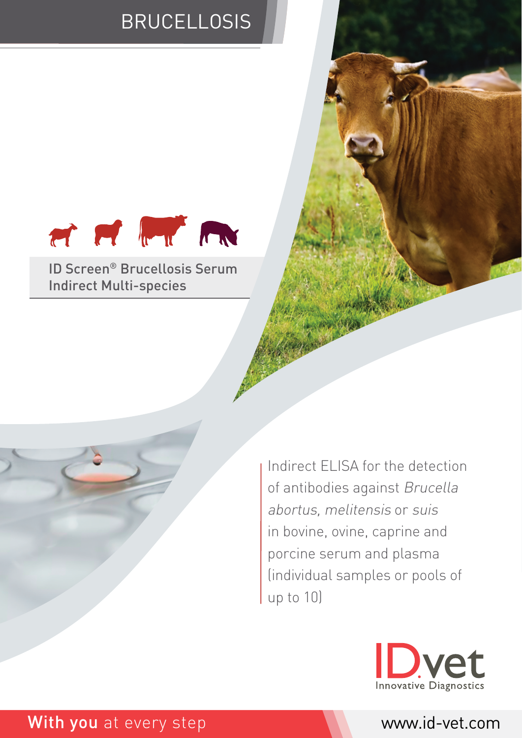# BRUCELLOSIS

## ID Screen® Brucellosis Serum Indirect Multi-species

Indirect ELISA for the detection of antibodies against *Brucella abortus, melitensis* or *suis* in bovine, ovine, caprine and porcine serum and plasma (individual samples or pools of up to 10)

IDvet Innovative Diagnostics

**With you** at every step

www.id-vet.com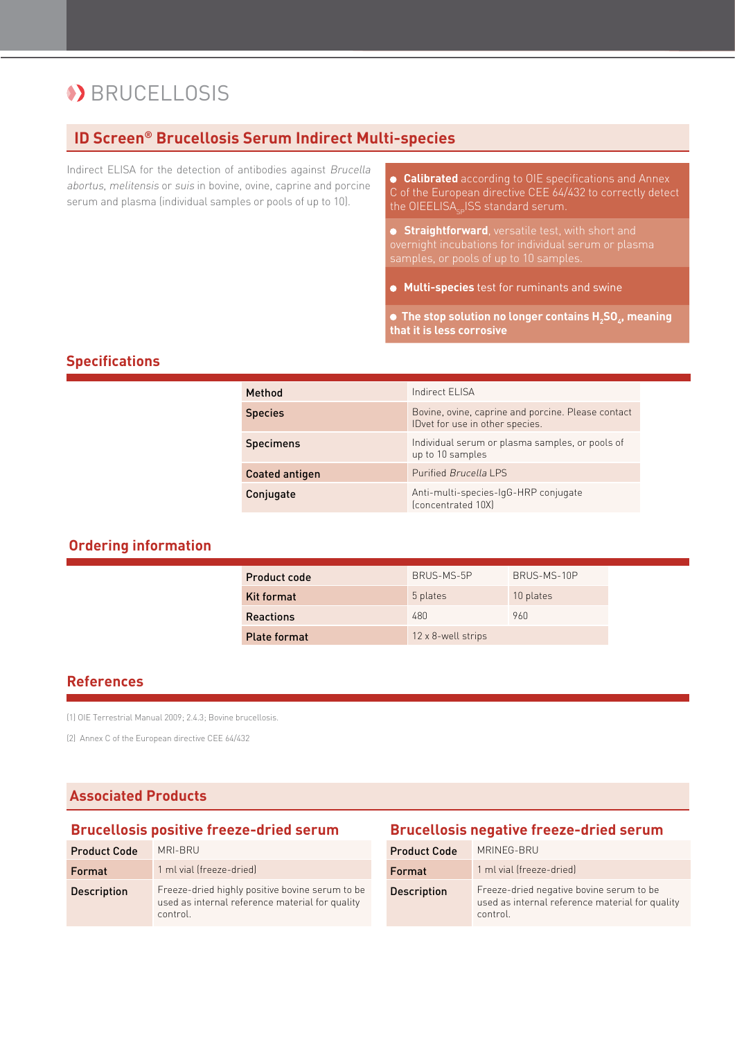# BRUCELLOSIS

## ID Screen® Brucellosis Serum Indirect Multi-species

Indirect ELISA for the detection of antibodies against *Brucella abortus*, *melitensis* or *suis* in bovine, ovine, caprine and porcine serum and plasma (individual samples or pools of up to 10).

- **Calibrated** according to OIE specifications and Annex C of the European directive CEE 64/432 to correctly detect the OIEELISA$_{SP}$SS standard serum.
- **Straightforward**, versatile test, with short and overnight incubations for individual serum or plasma samples, or pools of up to 10 samples.
- **Multi-species** test for ruminants and swine
- **The stop solution no longer contains $H_2SO_4$, meaning that it is less corrosive**

### Specifications

| | |
|---|---|
| **Method** | Indirect ELISA |
| **Species** | Bovine, ovine, caprine and porcine. Please contact IDvet for use in other species. |
| **Specimens** | Individual serum or plasma samples, or pools of up to 10 samples |
| **Coated antigen** | Purified *Brucella* LPS |
| **Conjugate** | Anti-multi-species-IgG-HRP conjugate (concentrated 10X) |

### Ordering information

| | | |
|---|---|---|
| **Product code** | BRUS-MS-5P | BRUS-MS-10P |
| **Kit format** | 5 plates | 10 plates |
| **Reactions** | 480 | 960 |
| **Plate format** | 12 x 8-well strips | |

### References

(1) OIE Terrestrial Manual 2009; 2.4.3; Bovine brucellosis.

(2) Annex C of the European directive CEE 64/432

## Associated Products

### Brucellosis positive freeze-dried serum

| | |
|---|---|
| **Product Code** | MRI-BRU |
| **Format** | 1 ml vial (freeze-dried) |
| **Description** | Freeze-dried highly positive bovine serum to be used as internal reference material for quality control. |

### Brucellosis negative freeze-dried serum

| | |
|---|---|
| **Product Code** | MRINEG-BRU |
| **Format** | 1 ml vial (freeze-dried) |
| **Description** | Freeze-dried negative bovine serum to be used as internal reference material for quality control. |